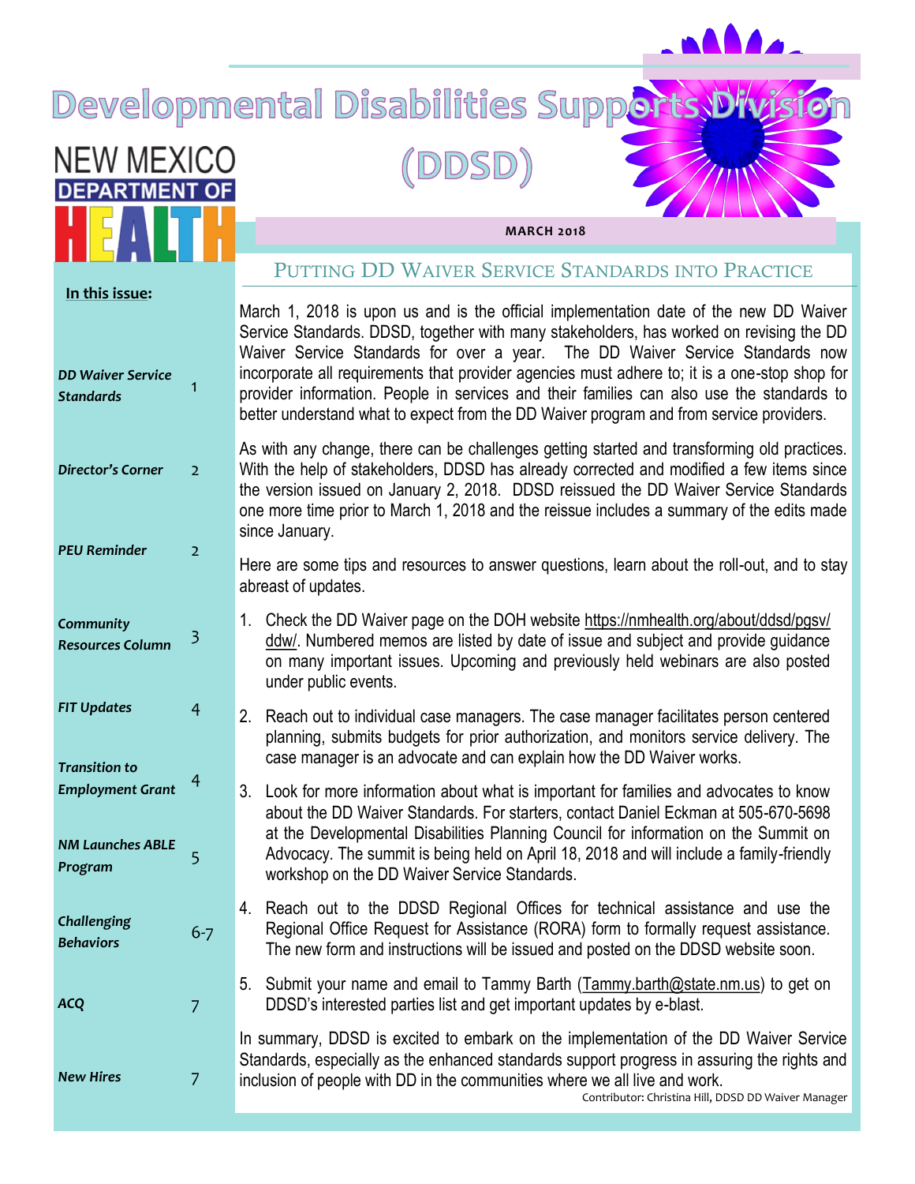# Developmental Disabilities Supports Division (DDSD)

NEW MEXICO DEPARTMENT OF HEALTH

MARCH 2018

**In this issue:**

| | |
|---|---|
| *DD Waiver Service Standards* | 1 |
| *Director's Corner* | 2 |
| *PEU Reminder* | 2 |
| *Community Resources Column* | 3 |
| *FIT Updates* | 4 |
| *Transition to Employment Grant* | 4 |
| *NM Launches ABLE Program* | 5 |
| *Challenging Behaviors* | 6-7 |
| *ACQ* | 7 |
| *New Hires* | 7 |

## Putting DD Waiver Service Standards into Practice

March 1, 2018 is upon us and is the official implementation date of the new DD Waiver Service Standards. DDSD, together with many stakeholders, has worked on revising the DD Waiver Service Standards for over a year. The DD Waiver Service Standards now incorporate all requirements that provider agencies must adhere to; it is a one-stop shop for provider information. People in services and their families can also use the standards to better understand what to expect from the DD Waiver program and from service providers.

As with any change, there can be challenges getting started and transforming old practices. With the help of stakeholders, DDSD has already corrected and modified a few items since the version issued on January 2, 2018. DDSD reissued the DD Waiver Service Standards one more time prior to March 1, 2018 and the reissue includes a summary of the edits made since January.

Here are some tips and resources to answer questions, learn about the roll-out, and to stay abreast of updates.

1. Check the DD Waiver page on the DOH website https://nmhealth.org/about/ddsd/pgsv/ddw/. Numbered memos are listed by date of issue and subject and provide guidance on many important issues. Upcoming and previously held webinars are also posted under public events.
2. Reach out to individual case managers. The case manager facilitates person centered planning, submits budgets for prior authorization, and monitors service delivery. The case manager is an advocate and can explain how the DD Waiver works.
3. Look for more information about what is important for families and advocates to know about the DD Waiver Standards. For starters, contact Daniel Eckman at 505-670-5698 at the Developmental Disabilities Planning Council for information on the Summit on Advocacy. The summit is being held on April 18, 2018 and will include a family-friendly workshop on the DD Waiver Service Standards.
4. Reach out to the DDSD Regional Offices for technical assistance and use the Regional Office Request for Assistance (RORA) form to formally request assistance. The new form and instructions will be issued and posted on the DDSD website soon.
5. Submit your name and email to Tammy Barth (Tammy.barth@state.nm.us) to get on DDSD's interested parties list and get important updates by e-blast.

In summary, DDSD is excited to embark on the implementation of the DD Waiver Service Standards, especially as the enhanced standards support progress in assuring the rights and inclusion of people with DD in the communities where we all live and work.

Contributor: Christina Hill, DDSD DD Waiver Manager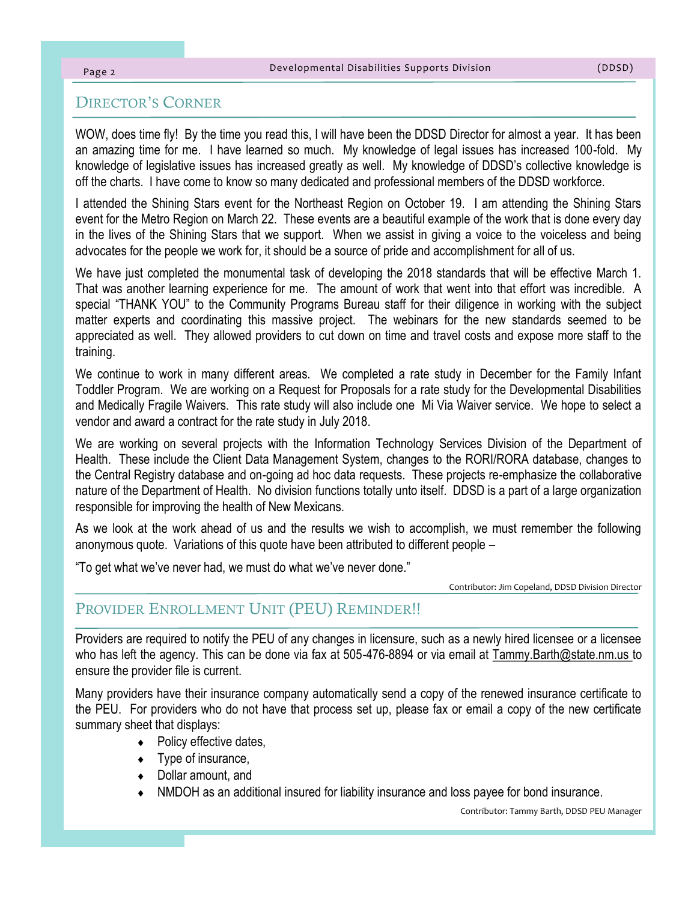## Director's Corner

WOW, does time fly! By the time you read this, I will have been the DDSD Director for almost a year. It has been an amazing time for me. I have learned so much. My knowledge of legal issues has increased 100-fold. My knowledge of legislative issues has increased greatly as well. My knowledge of DDSD's collective knowledge is off the charts. I have come to know so many dedicated and professional members of the DDSD workforce.

I attended the Shining Stars event for the Northeast Region on October 19. I am attending the Shining Stars event for the Metro Region on March 22. These events are a beautiful example of the work that is done every day in the lives of the Shining Stars that we support. When we assist in giving a voice to the voiceless and being advocates for the people we work for, it should be a source of pride and accomplishment for all of us.

We have just completed the monumental task of developing the 2018 standards that will be effective March 1. That was another learning experience for me. The amount of work that went into that effort was incredible. A special "THANK YOU" to the Community Programs Bureau staff for their diligence in working with the subject matter experts and coordinating this massive project. The webinars for the new standards seemed to be appreciated as well. They allowed providers to cut down on time and travel costs and expose more staff to the training.

We continue to work in many different areas. We completed a rate study in December for the Family Infant Toddler Program. We are working on a Request for Proposals for a rate study for the Developmental Disabilities and Medically Fragile Waivers. This rate study will also include one Mi Via Waiver service. We hope to select a vendor and award a contract for the rate study in July 2018.

We are working on several projects with the Information Technology Services Division of the Department of Health. These include the Client Data Management System, changes to the RORI/RORA database, changes to the Central Registry database and on-going ad hoc data requests. These projects re-emphasize the collaborative nature of the Department of Health. No division functions totally unto itself. DDSD is a part of a large organization responsible for improving the health of New Mexicans.

As we look at the work ahead of us and the results we wish to accomplish, we must remember the following anonymous quote. Variations of this quote have been attributed to different people –

"To get what we've never had, we must do what we've never done."

Contributor: Jim Copeland, DDSD Division Director

## Provider Enrollment Unit (PEU) Reminder!!

Providers are required to notify the PEU of any changes in licensure, such as a newly hired licensee or a licensee who has left the agency. This can be done via fax at 505-476-8894 or via email at Tammy.Barth@state.nm.us to ensure the provider file is current.

Many providers have their insurance company automatically send a copy of the renewed insurance certificate to the PEU. For providers who do not have that process set up, please fax or email a copy of the new certificate summary sheet that displays:

- Policy effective dates,
- Type of insurance,
- Dollar amount, and
- NMDOH as an additional insured for liability insurance and loss payee for bond insurance.

Contributor: Tammy Barth, DDSD PEU Manager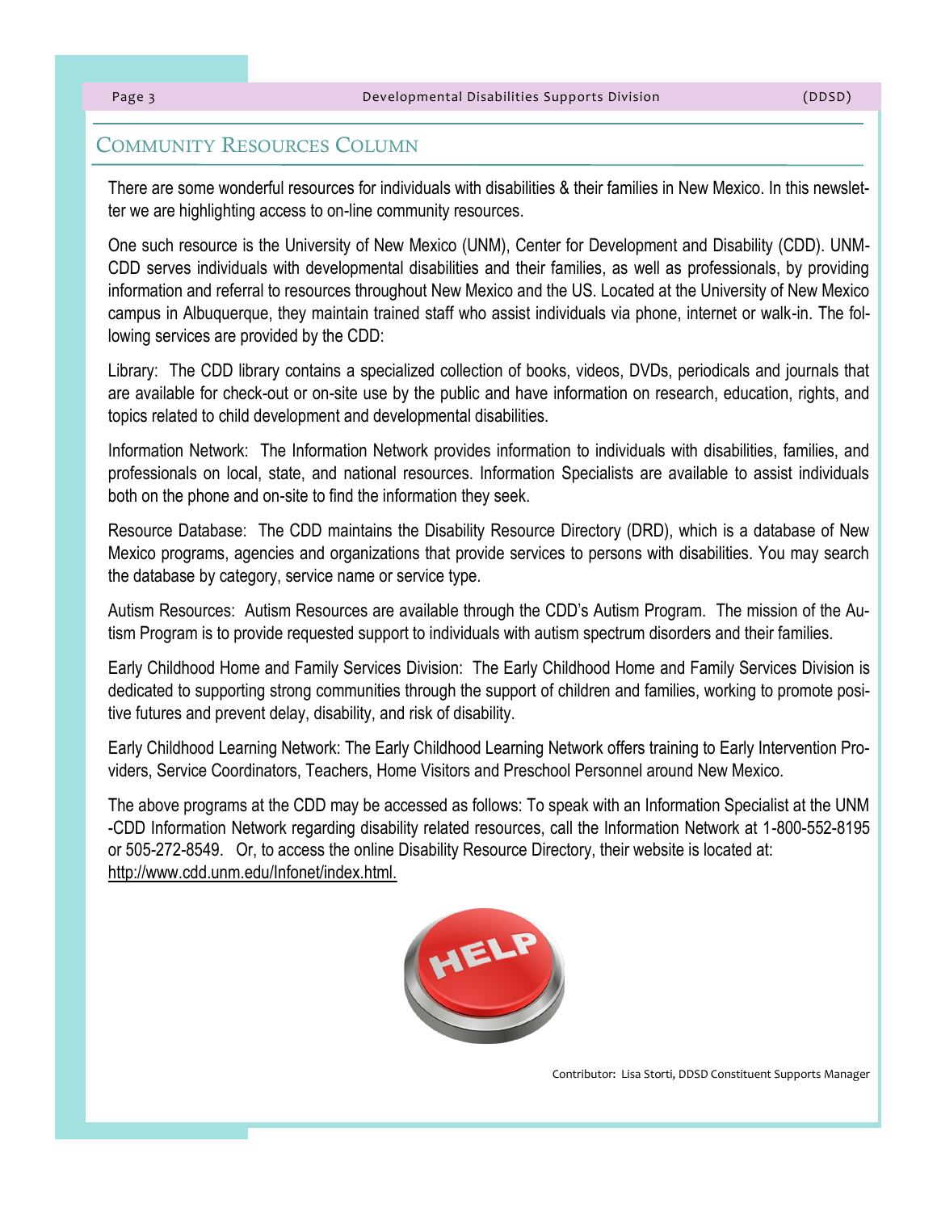## Community Resources Column

There are some wonderful resources for individuals with disabilities & their families in New Mexico. In this newsletter we are highlighting access to on-line community resources.

One such resource is the University of New Mexico (UNM), Center for Development and Disability (CDD). UNM-CDD serves individuals with developmental disabilities and their families, as well as professionals, by providing information and referral to resources throughout New Mexico and the US. Located at the University of New Mexico campus in Albuquerque, they maintain trained staff who assist individuals via phone, internet or walk-in. The following services are provided by the CDD:

Library: The CDD library contains a specialized collection of books, videos, DVDs, periodicals and journals that are available for check-out or on-site use by the public and have information on research, education, rights, and topics related to child development and developmental disabilities.

Information Network: The Information Network provides information to individuals with disabilities, families, and professionals on local, state, and national resources. Information Specialists are available to assist individuals both on the phone and on-site to find the information they seek.

Resource Database: The CDD maintains the Disability Resource Directory (DRD), which is a database of New Mexico programs, agencies and organizations that provide services to persons with disabilities. You may search the database by category, service name or service type.

Autism Resources: Autism Resources are available through the CDD's Autism Program. The mission of the Autism Program is to provide requested support to individuals with autism spectrum disorders and their families.

Early Childhood Home and Family Services Division: The Early Childhood Home and Family Services Division is dedicated to supporting strong communities through the support of children and families, working to promote positive futures and prevent delay, disability, and risk of disability.

Early Childhood Learning Network: The Early Childhood Learning Network offers training to Early Intervention Providers, Service Coordinators, Teachers, Home Visitors and Preschool Personnel around New Mexico.

The above programs at the CDD may be accessed as follows: To speak with an Information Specialist at the UNM-CDD Information Network regarding disability related resources, call the Information Network at 1-800-552-8195 or 505-272-8549. Or, to access the online Disability Resource Directory, their website is located at: http://www.cdd.unm.edu/Infonet/index.html.

Contributor: Lisa Storti, DDSD Constituent Supports Manager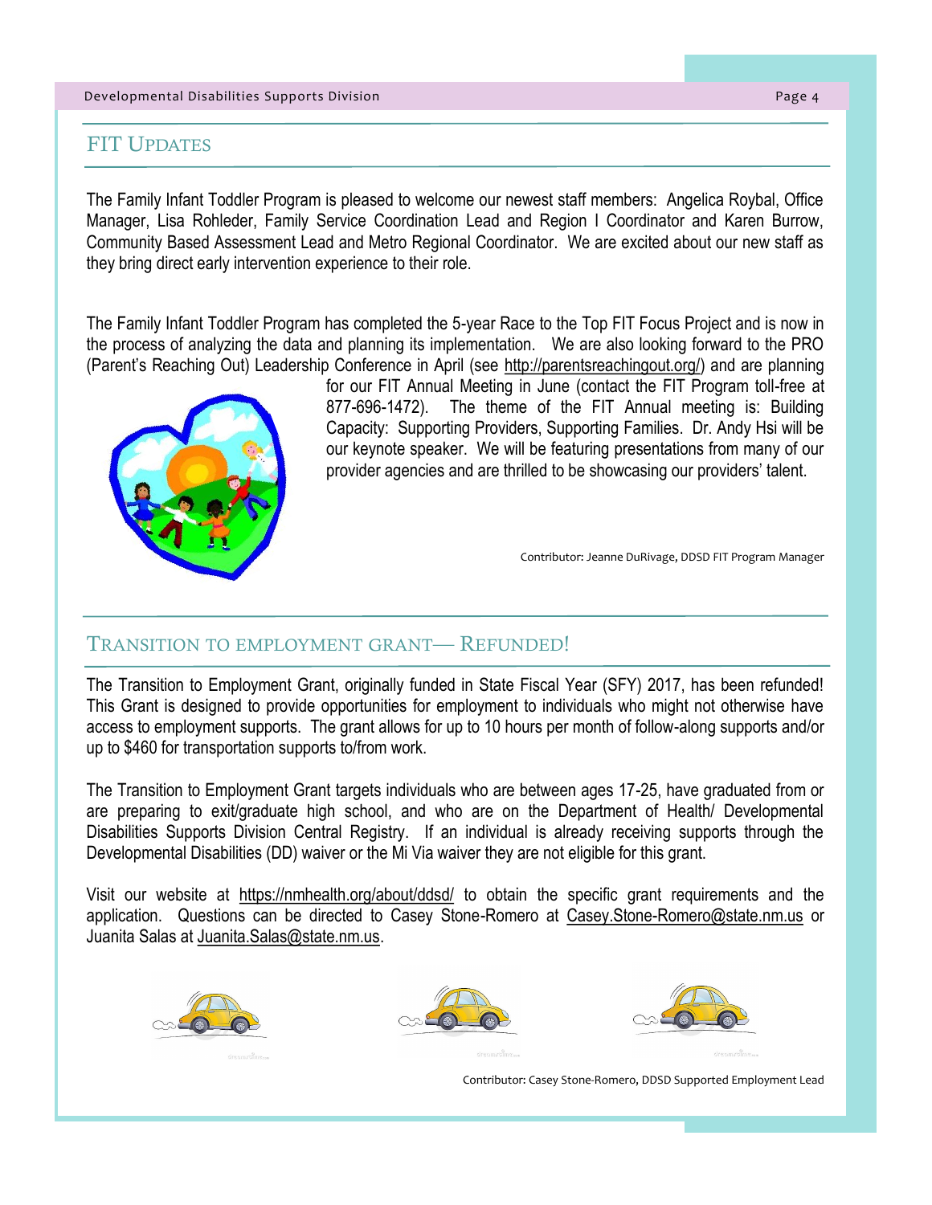## FIT Updates

The Family Infant Toddler Program is pleased to welcome our newest staff members: Angelica Roybal, Office Manager, Lisa Rohleder, Family Service Coordination Lead and Region I Coordinator and Karen Burrow, Community Based Assessment Lead and Metro Regional Coordinator. We are excited about our new staff as they bring direct early intervention experience to their role.

The Family Infant Toddler Program has completed the 5-year Race to the Top FIT Focus Project and is now in the process of analyzing the data and planning its implementation. We are also looking forward to the PRO (Parent's Reaching Out) Leadership Conference in April (see http://parentsreachingout.org/) and are planning for our FIT Annual Meeting in June (contact the FIT Program toll-free at 877-696-1472). The theme of the FIT Annual meeting is: Building Capacity: Supporting Providers, Supporting Families. Dr. Andy Hsi will be our keynote speaker. We will be featuring presentations from many of our provider agencies and are thrilled to be showcasing our providers' talent.

Contributor: Jeanne DuRivage, DDSD FIT Program Manager

## Transition to Employment Grant— Refunded!

The Transition to Employment Grant, originally funded in State Fiscal Year (SFY) 2017, has been refunded! This Grant is designed to provide opportunities for employment to individuals who might not otherwise have access to employment supports. The grant allows for up to 10 hours per month of follow-along supports and/or up to $460 for transportation supports to/from work.

The Transition to Employment Grant targets individuals who are between ages 17-25, have graduated from or are preparing to exit/graduate high school, and who are on the Department of Health/ Developmental Disabilities Supports Division Central Registry. If an individual is already receiving supports through the Developmental Disabilities (DD) waiver or the Mi Via waiver they are not eligible for this grant.

Visit our website at https://nmhealth.org/about/ddsd/ to obtain the specific grant requirements and the application. Questions can be directed to Casey Stone-Romero at Casey.Stone-Romero@state.nm.us or Juanita Salas at Juanita.Salas@state.nm.us.

Contributor: Casey Stone-Romero, DDSD Supported Employment Lead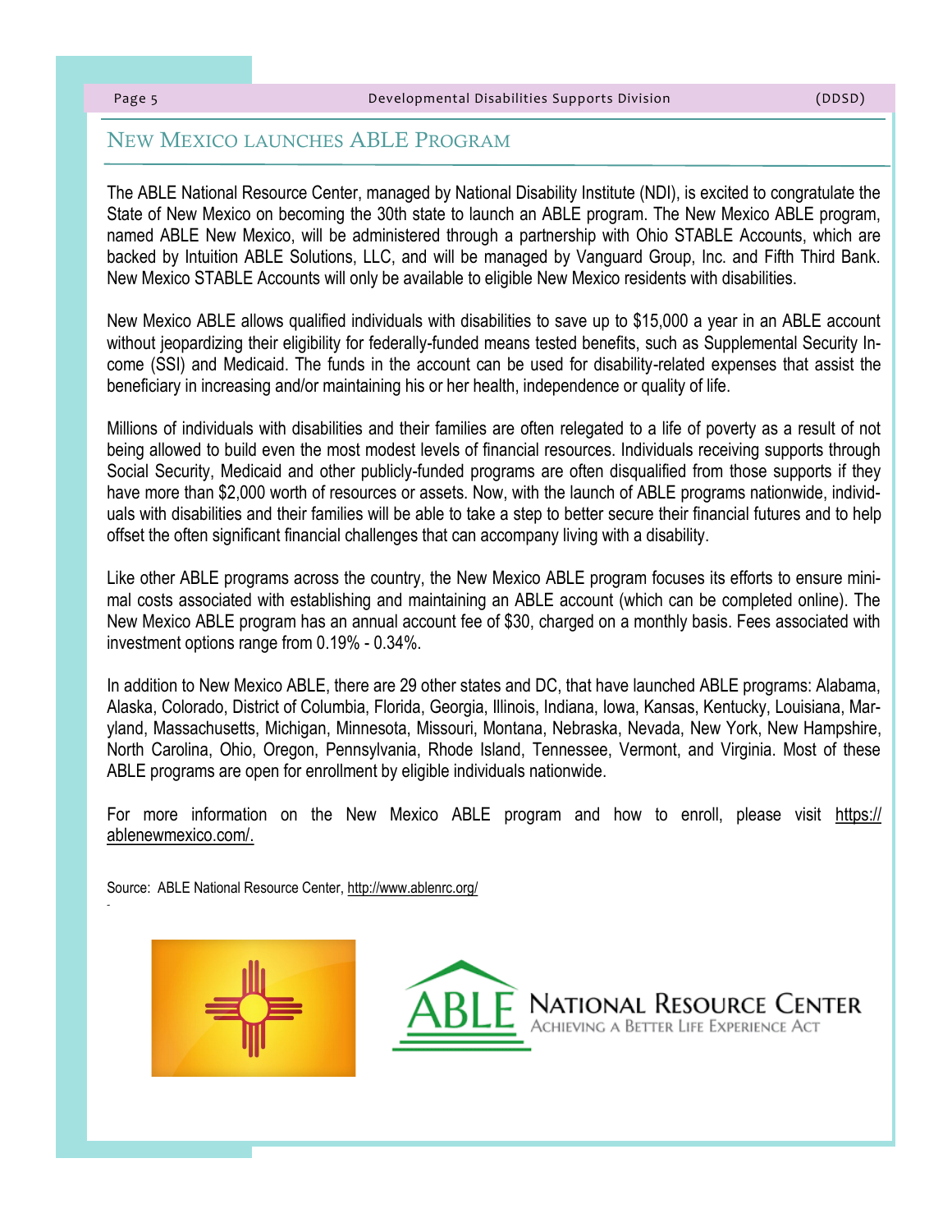## New Mexico launches ABLE Program

The ABLE National Resource Center, managed by National Disability Institute (NDI), is excited to congratulate the State of New Mexico on becoming the 30th state to launch an ABLE program. The New Mexico ABLE program, named ABLE New Mexico, will be administered through a partnership with Ohio STABLE Accounts, which are backed by Intuition ABLE Solutions, LLC, and will be managed by Vanguard Group, Inc. and Fifth Third Bank. New Mexico STABLE Accounts will only be available to eligible New Mexico residents with disabilities.

New Mexico ABLE allows qualified individuals with disabilities to save up to $15,000 a year in an ABLE account without jeopardizing their eligibility for federally-funded means tested benefits, such as Supplemental Security Income (SSI) and Medicaid. The funds in the account can be used for disability-related expenses that assist the beneficiary in increasing and/or maintaining his or her health, independence or quality of life.

Millions of individuals with disabilities and their families are often relegated to a life of poverty as a result of not being allowed to build even the most modest levels of financial resources. Individuals receiving supports through Social Security, Medicaid and other publicly-funded programs are often disqualified from those supports if they have more than $2,000 worth of resources or assets. Now, with the launch of ABLE programs nationwide, individuals with disabilities and their families will be able to take a step to better secure their financial futures and to help offset the often significant financial challenges that can accompany living with a disability.

Like other ABLE programs across the country, the New Mexico ABLE program focuses its efforts to ensure minimal costs associated with establishing and maintaining an ABLE account (which can be completed online). The New Mexico ABLE program has an annual account fee of $30, charged on a monthly basis. Fees associated with investment options range from 0.19% - 0.34%.

In addition to New Mexico ABLE, there are 29 other states and DC, that have launched ABLE programs: Alabama, Alaska, Colorado, District of Columbia, Florida, Georgia, Illinois, Indiana, Iowa, Kansas, Kentucky, Louisiana, Maryland, Massachusetts, Michigan, Minnesota, Missouri, Montana, Nebraska, Nevada, New York, New Hampshire, North Carolina, Ohio, Oregon, Pennsylvania, Rhode Island, Tennessee, Vermont, and Virginia. Most of these ABLE programs are open for enrollment by eligible individuals nationwide.

For more information on the New Mexico ABLE program and how to enroll, please visit https://ablenewmexico.com/.

Source: ABLE National Resource Center, http://www.ablenrc.org/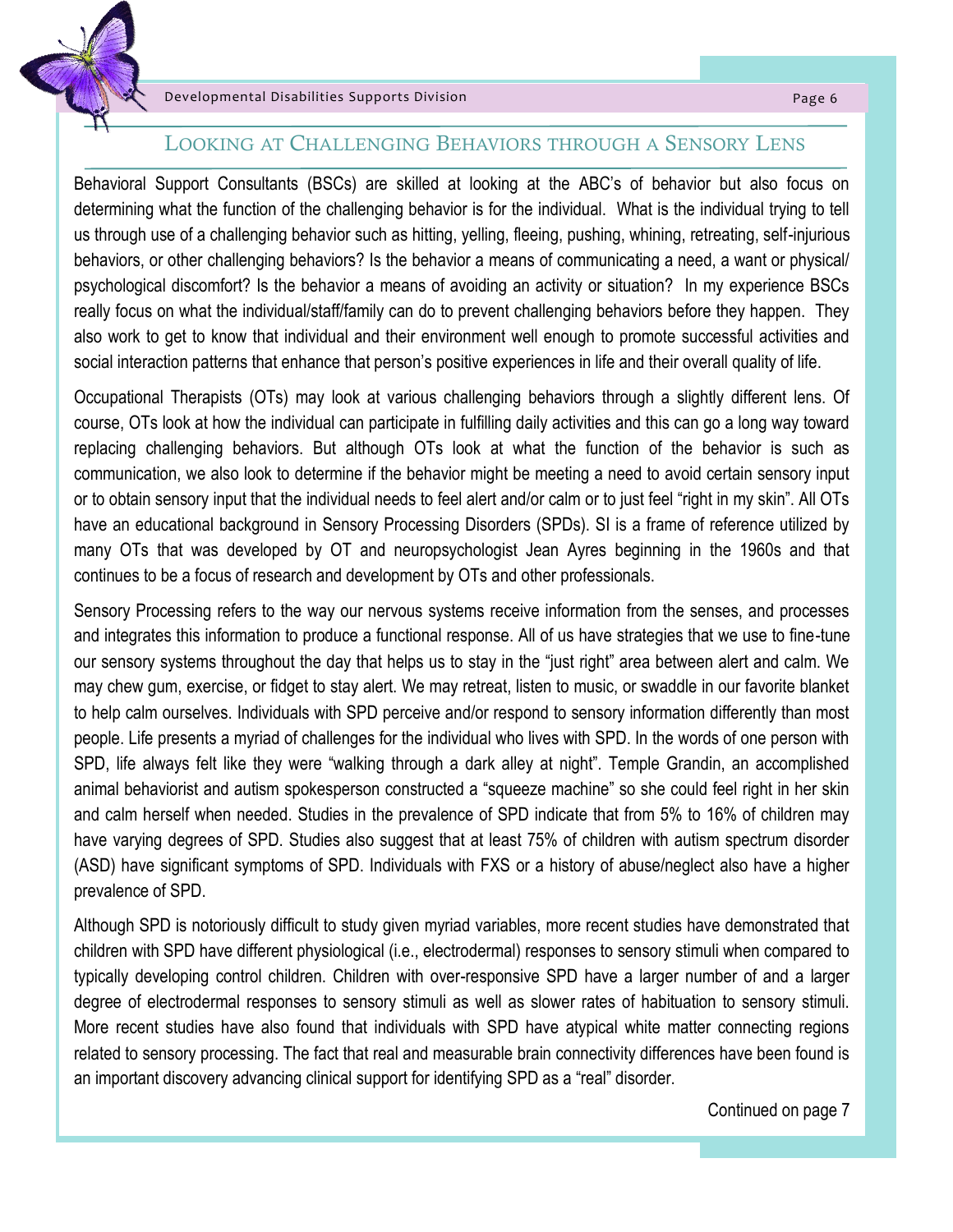## Looking at Challenging Behaviors through a Sensory Lens

Behavioral Support Consultants (BSCs) are skilled at looking at the ABC's of behavior but also focus on determining what the function of the challenging behavior is for the individual. What is the individual trying to tell us through use of a challenging behavior such as hitting, yelling, fleeing, pushing, whining, retreating, self-injurious behaviors, or other challenging behaviors? Is the behavior a means of communicating a need, a want or physical/ psychological discomfort? Is the behavior a means of avoiding an activity or situation? In my experience BSCs really focus on what the individual/staff/family can do to prevent challenging behaviors before they happen. They also work to get to know that individual and their environment well enough to promote successful activities and social interaction patterns that enhance that person's positive experiences in life and their overall quality of life.

Occupational Therapists (OTs) may look at various challenging behaviors through a slightly different lens. Of course, OTs look at how the individual can participate in fulfilling daily activities and this can go a long way toward replacing challenging behaviors. But although OTs look at what the function of the behavior is such as communication, we also look to determine if the behavior might be meeting a need to avoid certain sensory input or to obtain sensory input that the individual needs to feel alert and/or calm or to just feel "right in my skin". All OTs have an educational background in Sensory Processing Disorders (SPDs). SI is a frame of reference utilized by many OTs that was developed by OT and neuropsychologist Jean Ayres beginning in the 1960s and that continues to be a focus of research and development by OTs and other professionals.

Sensory Processing refers to the way our nervous systems receive information from the senses, and processes and integrates this information to produce a functional response. All of us have strategies that we use to fine-tune our sensory systems throughout the day that helps us to stay in the "just right" area between alert and calm. We may chew gum, exercise, or fidget to stay alert. We may retreat, listen to music, or swaddle in our favorite blanket to help calm ourselves. Individuals with SPD perceive and/or respond to sensory information differently than most people. Life presents a myriad of challenges for the individual who lives with SPD. In the words of one person with SPD, life always felt like they were "walking through a dark alley at night". Temple Grandin, an accomplished animal behaviorist and autism spokesperson constructed a "squeeze machine" so she could feel right in her skin and calm herself when needed. Studies in the prevalence of SPD indicate that from 5% to 16% of children may have varying degrees of SPD. Studies also suggest that at least 75% of children with autism spectrum disorder (ASD) have significant symptoms of SPD. Individuals with FXS or a history of abuse/neglect also have a higher prevalence of SPD.

Although SPD is notoriously difficult to study given myriad variables, more recent studies have demonstrated that children with SPD have different physiological (i.e., electrodermal) responses to sensory stimuli when compared to typically developing control children. Children with over-responsive SPD have a larger number of and a larger degree of electrodermal responses to sensory stimuli as well as slower rates of habituation to sensory stimuli. More recent studies have also found that individuals with SPD have atypical white matter connecting regions related to sensory processing. The fact that real and measurable brain connectivity differences have been found is an important discovery advancing clinical support for identifying SPD as a "real" disorder.

Continued on page 7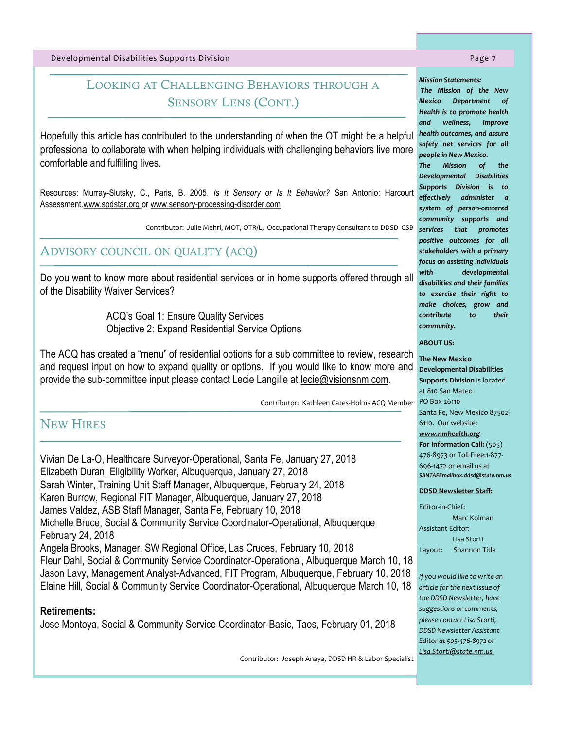## Looking at Challenging Behaviors through a Sensory Lens (Cont.)

Hopefully this article has contributed to the understanding of when the OT might be a helpful professional to collaborate with when helping individuals with challenging behaviors live more comfortable and fulfilling lives.

Resources: Murray-Slutsky, C., Paris, B. 2005. *Is It Sensory or Is It Behavior?* San Antonio: Harcourt Assessment.www.spdstar.org or www.sensory-processing-disorder.com

Contributor: Julie Mehrl, MOT, OTR/L, Occupational Therapy Consultant to DDSD CSB

## Advisory council on quality (ACQ)

Do you want to know more about residential services or in home supports offered through all of the Disability Waiver Services?

ACQ's Goal 1: Ensure Quality Services
Objective 2: Expand Residential Service Options

The ACQ has created a "menu" of residential options for a sub committee to review, research and request input on how to expand quality or options. If you would like to know more and provide the sub-committee input please contact Lecie Langille at lecie@visionsnm.com.

Contributor: Kathleen Cates-Holms ACQ Member

## New Hires

Vivian De La-O, Healthcare Surveyor-Operational, Santa Fe, January 27, 2018
Elizabeth Duran, Eligibility Worker, Albuquerque, January 27, 2018
Sarah Winter, Training Unit Staff Manager, Albuquerque, February 24, 2018
Karen Burrow, Regional FIT Manager, Albuquerque, January 27, 2018
James Valdez, ASB Staff Manager, Santa Fe, February 10, 2018
Michelle Bruce, Social & Community Service Coordinator-Operational, Albuquerque February 24, 2018
Angela Brooks, Manager, SW Regional Office, Las Cruces, February 10, 2018
Fleur Dahl, Social & Community Service Coordinator-Operational, Albuquerque March 10, 18
Jason Lavy, Management Analyst-Advanced, FIT Program, Albuquerque, February 10, 2018
Elaine Hill, Social & Community Service Coordinator-Operational, Albuquerque March 10, 18

**Retirements:**

Jose Montoya, Social & Community Service Coordinator-Basic, Taos, February 01, 2018

Contributor: Joseph Anaya, DDSD HR & Labor Specialist

***Mission Statements:***

***The Mission of the New Mexico Department of Health is to promote health and wellness, improve health outcomes, and assure safety net services for all people in New Mexico.***

***The Mission of the Developmental Disabilities Supports Division is to effectively administer a system of person-centered community supports and services that promotes positive outcomes for all stakeholders with a primary focus on assisting individuals with developmental disabilities and their families to exercise their right to make choices, grow and contribute to their community.***

**ABOUT US:**

**The New Mexico Developmental Disabilities Supports Division** is located at 810 San Mateo PO Box 26110 Santa Fe, New Mexico 87502-6110. Our website: ***www.nmhealth.org***
**For Information Call:** (505) 476-8973 or Toll Free:1-877-696-1472 or email us at ***SANTAFEmailbox.ddsd@state.nm.us***

**DDSD Newsletter Staff:**

Editor-in-Chief:
Marc Kolman
Assistant Editor:
Lisa Storti
Layout: Shannon Titla

*If you would like to write an article for the next issue of the DDSD Newsletter, have suggestions or comments, please contact Lisa Storti, DDSD Newsletter Assistant Editor at 505-476-8972 or Lisa.Storti@state.nm.us.*